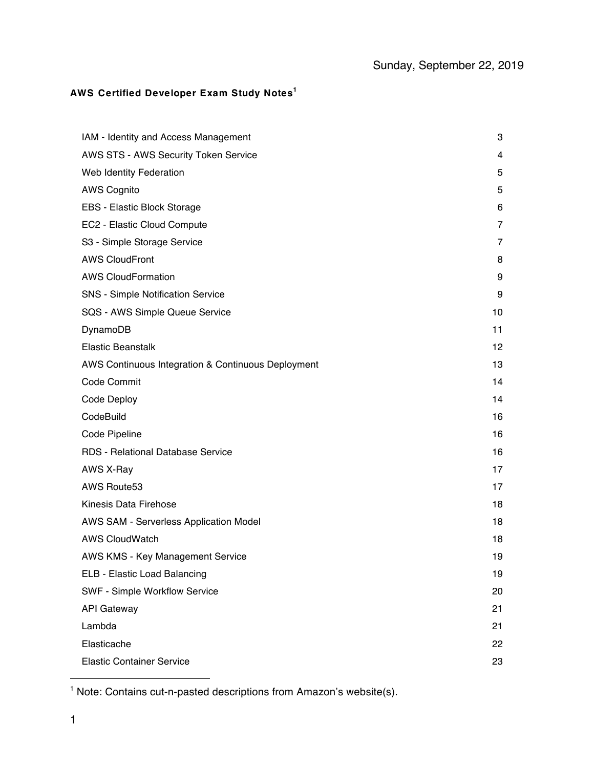Sunday, September 22, 2019

**AWS Certified Developer Exam Study Notes**[1]

| | |
|---|---|
| IAM - Identity and Access Management | 3 |
| AWS STS - AWS Security Token Service | 4 |
| Web Identity Federation | 5 |
| AWS Cognito | 5 |
| EBS - Elastic Block Storage | 6 |
| EC2 - Elastic Cloud Compute | 7 |
| S3 - Simple Storage Service | 7 |
| AWS CloudFront | 8 |
| AWS CloudFormation | 9 |
| SNS - Simple Notification Service | 9 |
| SQS - AWS Simple Queue Service | 10 |
| DynamoDB | 11 |
| Elastic Beanstalk | 12 |
| AWS Continuous Integration & Continuous Deployment | 13 |
| Code Commit | 14 |
| Code Deploy | 14 |
| CodeBuild | 16 |
| Code Pipeline | 16 |
| RDS - Relational Database Service | 16 |
| AWS X-Ray | 17 |
| AWS Route53 | 17 |
| Kinesis Data Firehose | 18 |
| AWS SAM - Serverless Application Model | 18 |
| AWS CloudWatch | 18 |
| AWS KMS - Key Management Service | 19 |
| ELB - Elastic Load Balancing | 19 |
| SWF - Simple Workflow Service | 20 |
| API Gateway | 21 |
| Lambda | 21 |
| Elasticache | 22 |
| Elastic Container Service | 23 |

[1] Note: Contains cut-n-pasted descriptions from Amazon's website(s).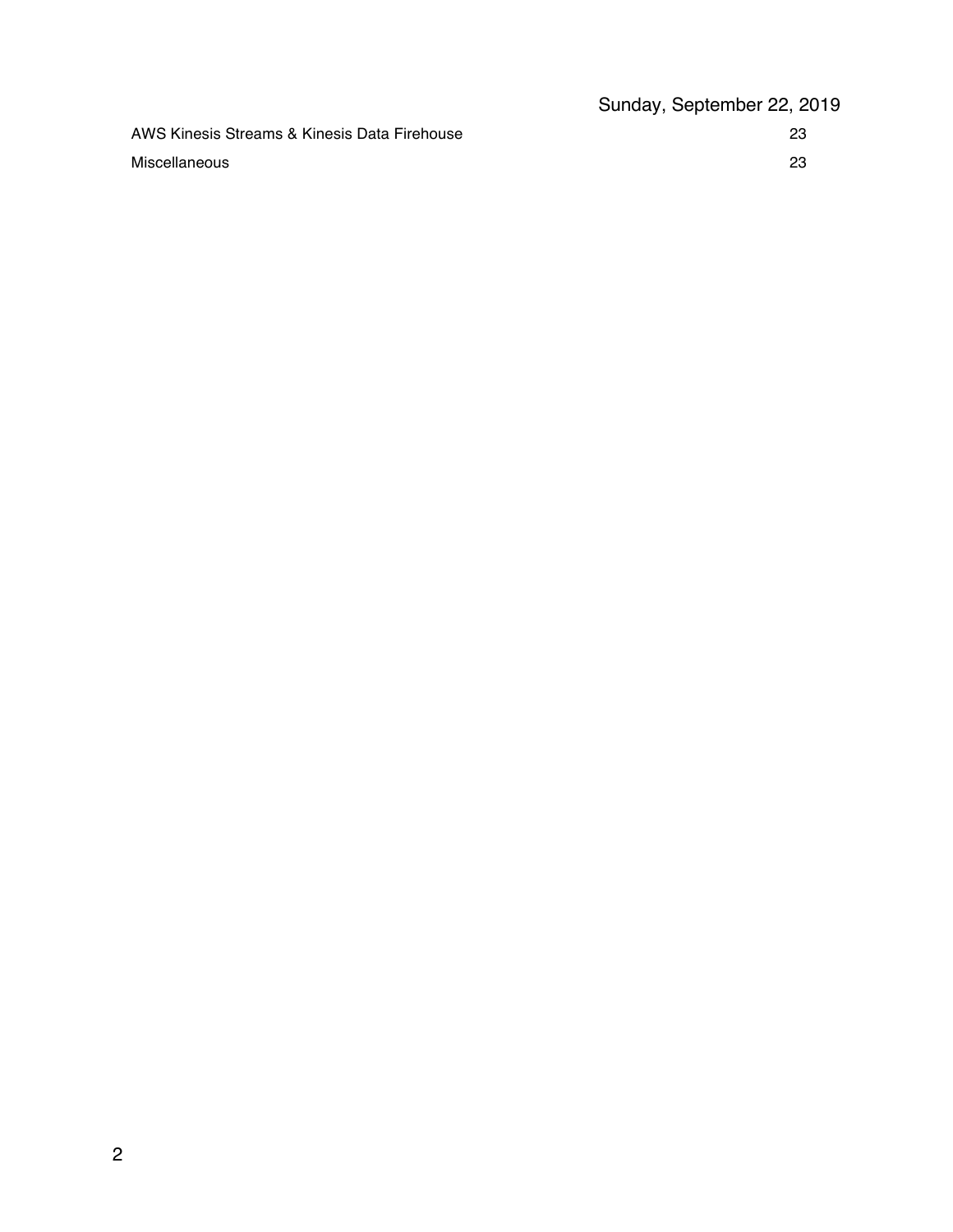| | |
|---|---|
| AWS Kinesis Streams & Kinesis Data Firehouse | 23 |
| Miscellaneous | 23 |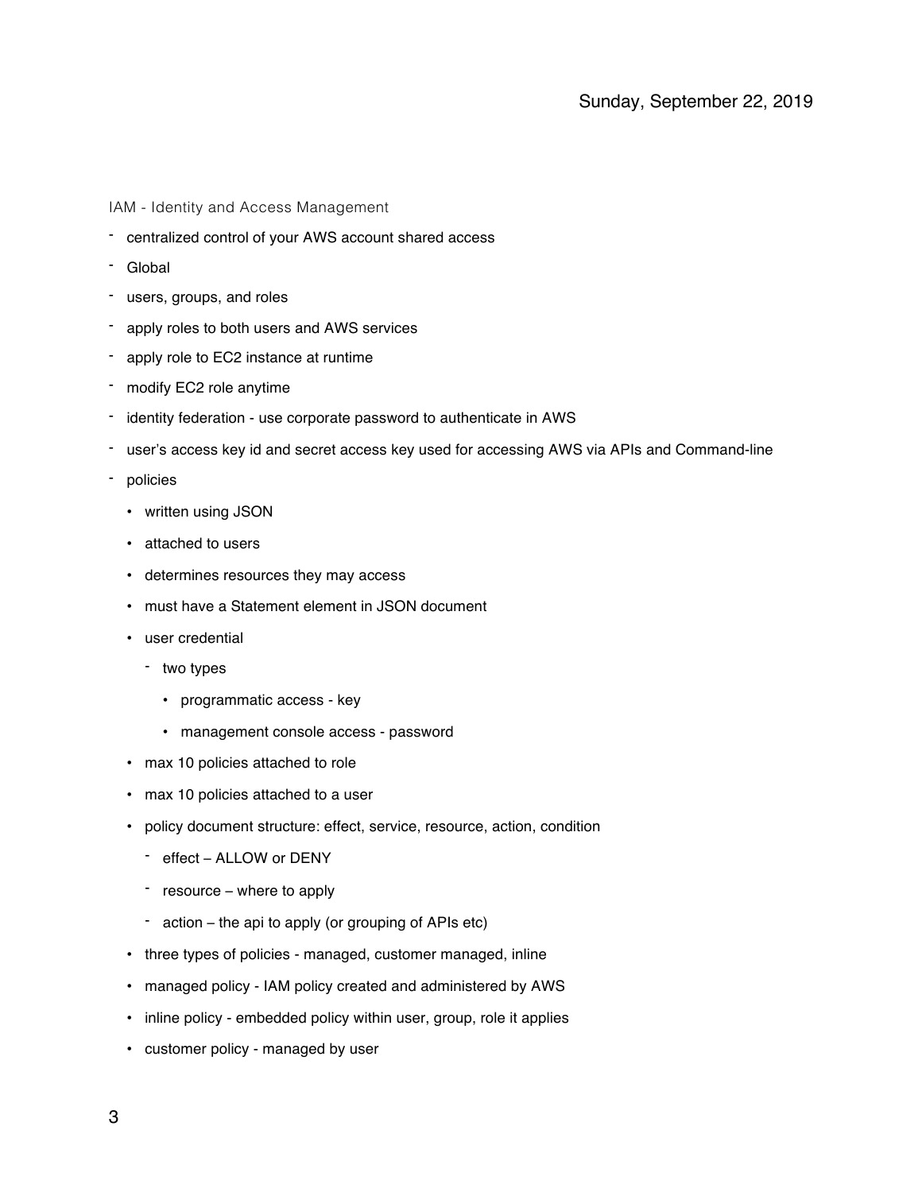Sunday, September 22, 2019

IAM - Identity and Access Management

- centralized control of your AWS account shared access
- Global
- users, groups, and roles
- apply roles to both users and AWS services
- apply role to EC2 instance at runtime
- modify EC2 role anytime
- identity federation - use corporate password to authenticate in AWS
- user's access key id and secret access key used for accessing AWS via APIs and Command-line
- policies
  - written using JSON
  - attached to users
  - determines resources they may access
  - must have a Statement element in JSON document
  - user credential
    - two types
      - programmatic access - key
      - management console access - password
  - max 10 policies attached to role
  - max 10 policies attached to a user
  - policy document structure: effect, service, resource, action, condition
    - effect – ALLOW or DENY
    - resource – where to apply
    - action – the api to apply (or grouping of APIs etc)
  - three types of policies - managed, customer managed, inline
  - managed policy - IAM policy created and administered by AWS
  - inline policy - embedded policy within user, group, role it applies
  - customer policy - managed by user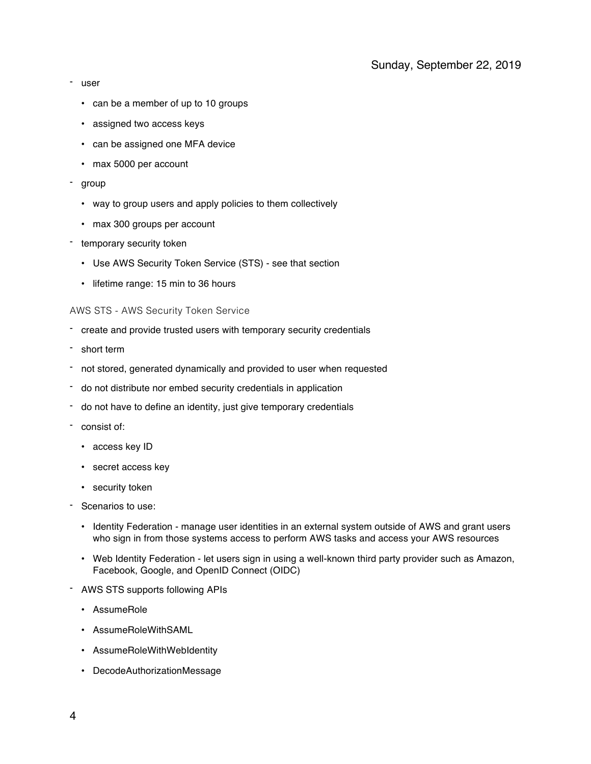- user
    - can be a member of up to 10 groups
    - assigned two access keys
    - can be assigned one MFA device
    - max 5000 per account
- group
    - way to group users and apply policies to them collectively
    - max 300 groups per account
- temporary security token
    - Use AWS Security Token Service (STS) - see that section
    - lifetime range: 15 min to 36 hours

### AWS STS - AWS Security Token Service

- create and provide trusted users with temporary security credentials
- short term
- not stored, generated dynamically and provided to user when requested
- do not distribute nor embed security credentials in application
- do not have to define an identity, just give temporary credentials
- consist of:
    - access key ID
    - secret access key
    - security token
- Scenarios to use:
    - Identity Federation - manage user identities in an external system outside of AWS and grant users who sign in from those systems access to perform AWS tasks and access your AWS resources
    - Web Identity Federation - let users sign in using a well-known third party provider such as Amazon, Facebook, Google, and OpenID Connect (OIDC)
- AWS STS supports following APIs
    - AssumeRole
    - AssumeRoleWithSAML
    - AssumeRoleWithWebIdentity
    - DecodeAuthorizationMessage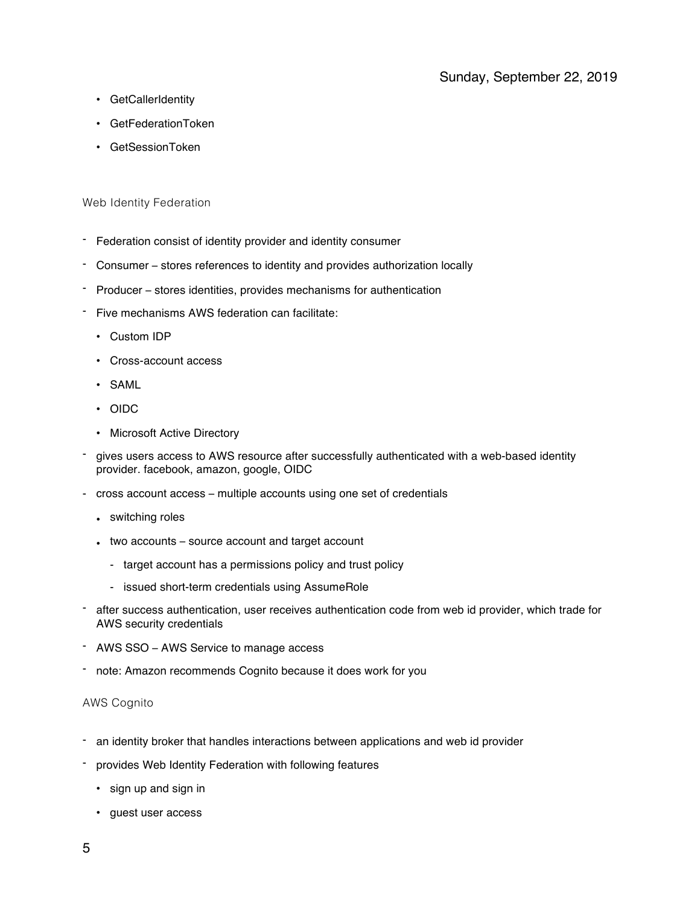- GetCallerIdentity
- GetFederationToken
- GetSessionToken

## Web Identity Federation

- Federation consist of identity provider and identity consumer
- Consumer – stores references to identity and provides authorization locally
- Producer – stores identities, provides mechanisms for authentication
- Five mechanisms AWS federation can facilitate:
  - Custom IDP
  - Cross-account access
  - SAML
  - OIDC
  - Microsoft Active Directory
- gives users access to AWS resource after successfully authenticated with a web-based identity provider. facebook, amazon, google, OIDC
- cross account access – multiple accounts using one set of credentials
  - switching roles
  - two accounts – source account and target account
    - target account has a permissions policy and trust policy
    - issued short-term credentials using AssumeRole
- after success authentication, user receives authentication code from web id provider, which trade for AWS security credentials
- AWS SSO – AWS Service to manage access
- note: Amazon recommends Cognito because it does work for you

## AWS Cognito

- an identity broker that handles interactions between applications and web id provider
- provides Web Identity Federation with following features
  - sign up and sign in
  - guest user access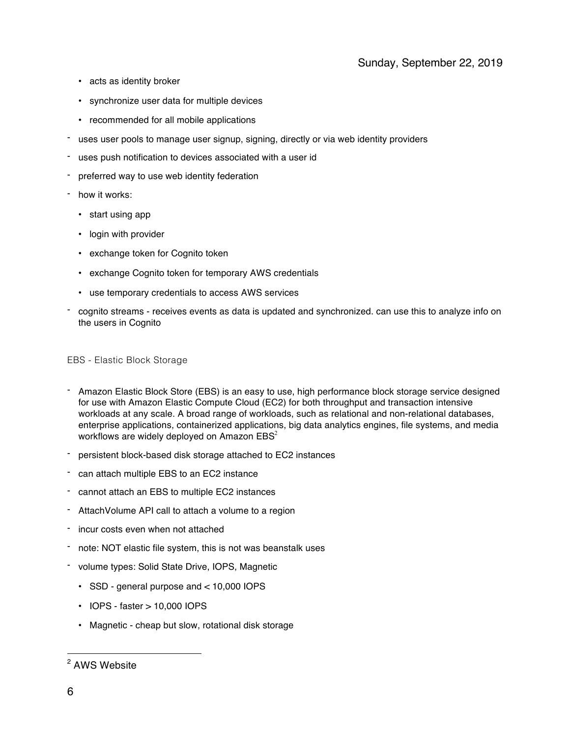- acts as identity broker
- synchronize user data for multiple devices
- recommended for all mobile applications

- uses user pools to manage user signup, signing, directly or via web identity providers
- uses push notification to devices associated with a user id
- preferred way to use web identity federation
- how it works:
  - start using app
  - login with provider
  - exchange token for Cognito token
  - exchange Cognito token for temporary AWS credentials
  - use temporary credentials to access AWS services
- cognito streams - receives events as data is updated and synchronized. can use this to analyze info on the users in Cognito

## EBS - Elastic Block Storage

- Amazon Elastic Block Store (EBS) is an easy to use, high performance block storage service designed for use with Amazon Elastic Compute Cloud (EC2) for both throughput and transaction intensive workloads at any scale. A broad range of workloads, such as relational and non-relational databases, enterprise applications, containerized applications, big data analytics engines, file systems, and media workflows are widely deployed on Amazon EBS[2]
- persistent block-based disk storage attached to EC2 instances
- can attach multiple EBS to an EC2 instance
- cannot attach an EBS to multiple EC2 instances
- AttachVolume API call to attach a volume to a region
- incur costs even when not attached
- note: NOT elastic file system, this is not was beanstalk uses
- volume types: Solid State Drive, IOPS, Magnetic
  - SSD - general purpose and < 10,000 IOPS
  - IOPS - faster > 10,000 IOPS
  - Magnetic - cheap but slow, rotational disk storage

[2] AWS Website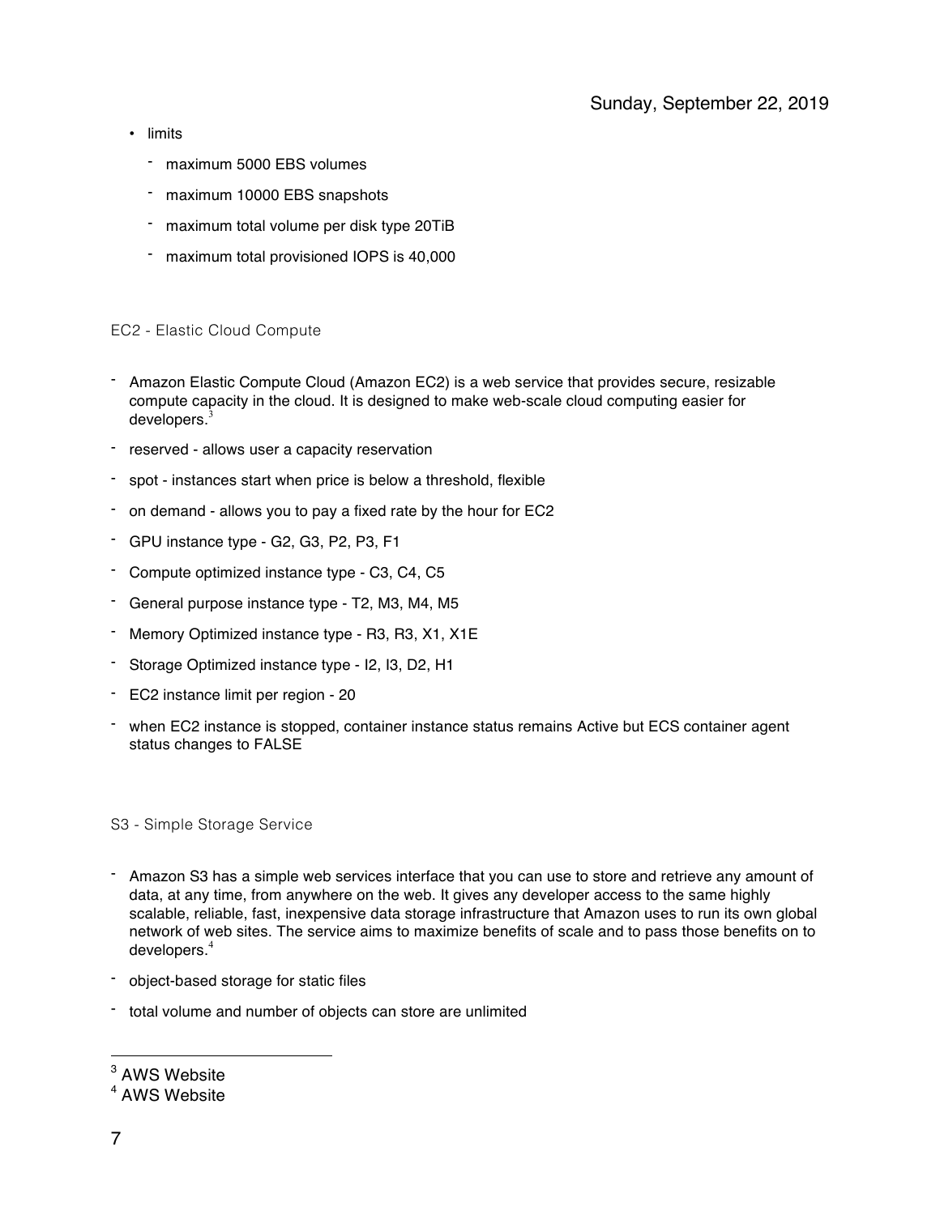- limits
  - maximum 5000 EBS volumes
  - maximum 10000 EBS snapshots
  - maximum total volume per disk type 20TiB
  - maximum total provisioned IOPS is 40,000

## EC2 - Elastic Cloud Compute

- Amazon Elastic Compute Cloud (Amazon EC2) is a web service that provides secure, resizable compute capacity in the cloud. It is designed to make web-scale cloud computing easier for developers.[3]
- reserved - allows user a capacity reservation
- spot - instances start when price is below a threshold, flexible
- on demand - allows you to pay a fixed rate by the hour for EC2
- GPU instance type - G2, G3, P2, P3, F1
- Compute optimized instance type - C3, C4, C5
- General purpose instance type - T2, M3, M4, M5
- Memory Optimized instance type - R3, R3, X1, X1E
- Storage Optimized instance type - I2, I3, D2, H1
- EC2 instance limit per region - 20
- when EC2 instance is stopped, container instance status remains Active but ECS container agent status changes to FALSE

## S3 - Simple Storage Service

- Amazon S3 has a simple web services interface that you can use to store and retrieve any amount of data, at any time, from anywhere on the web. It gives any developer access to the same highly scalable, reliable, fast, inexpensive data storage infrastructure that Amazon uses to run its own global network of web sites. The service aims to maximize benefits of scale and to pass those benefits on to developers.[4]
- object-based storage for static files
- total volume and number of objects can store are unlimited

---

[3] AWS Website

[4] AWS Website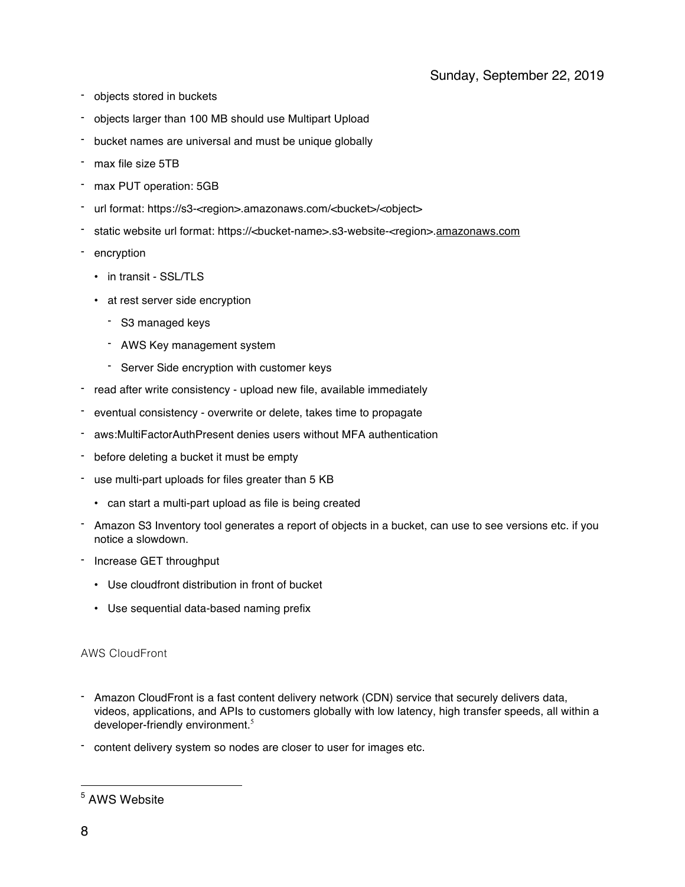Sunday, September 22, 2019

- objects stored in buckets
- objects larger than 100 MB should use Multipart Upload
- bucket names are universal and must be unique globally
- max file size 5TB
- max PUT operation: 5GB
- url format: https://s3-<region>.amazonaws.com/<bucket>/<object>
- static website url format: https://<bucket-name>.s3-website-<region>.amazonaws.com
- encryption
  - in transit - SSL/TLS
  - at rest server side encryption
    - S3 managed keys
    - AWS Key management system
    - Server Side encryption with customer keys
- read after write consistency - upload new file, available immediately
- eventual consistency - overwrite or delete, takes time to propagate
- aws:MultiFactorAuthPresent denies users without MFA authentication
- before deleting a bucket it must be empty
- use multi-part uploads for files greater than 5 KB
  - can start a multi-part upload as file is being created
- Amazon S3 Inventory tool generates a report of objects in a bucket, can use to see versions etc. if you notice a slowdown.
- Increase GET throughput
  - Use cloudfront distribution in front of bucket
  - Use sequential data-based naming prefix

## AWS CloudFront

- Amazon CloudFront is a fast content delivery network (CDN) service that securely delivers data, videos, applications, and APIs to customers globally with low latency, high transfer speeds, all within a developer-friendly environment.[5]
- content delivery system so nodes are closer to user for images etc.

---

[5] AWS Website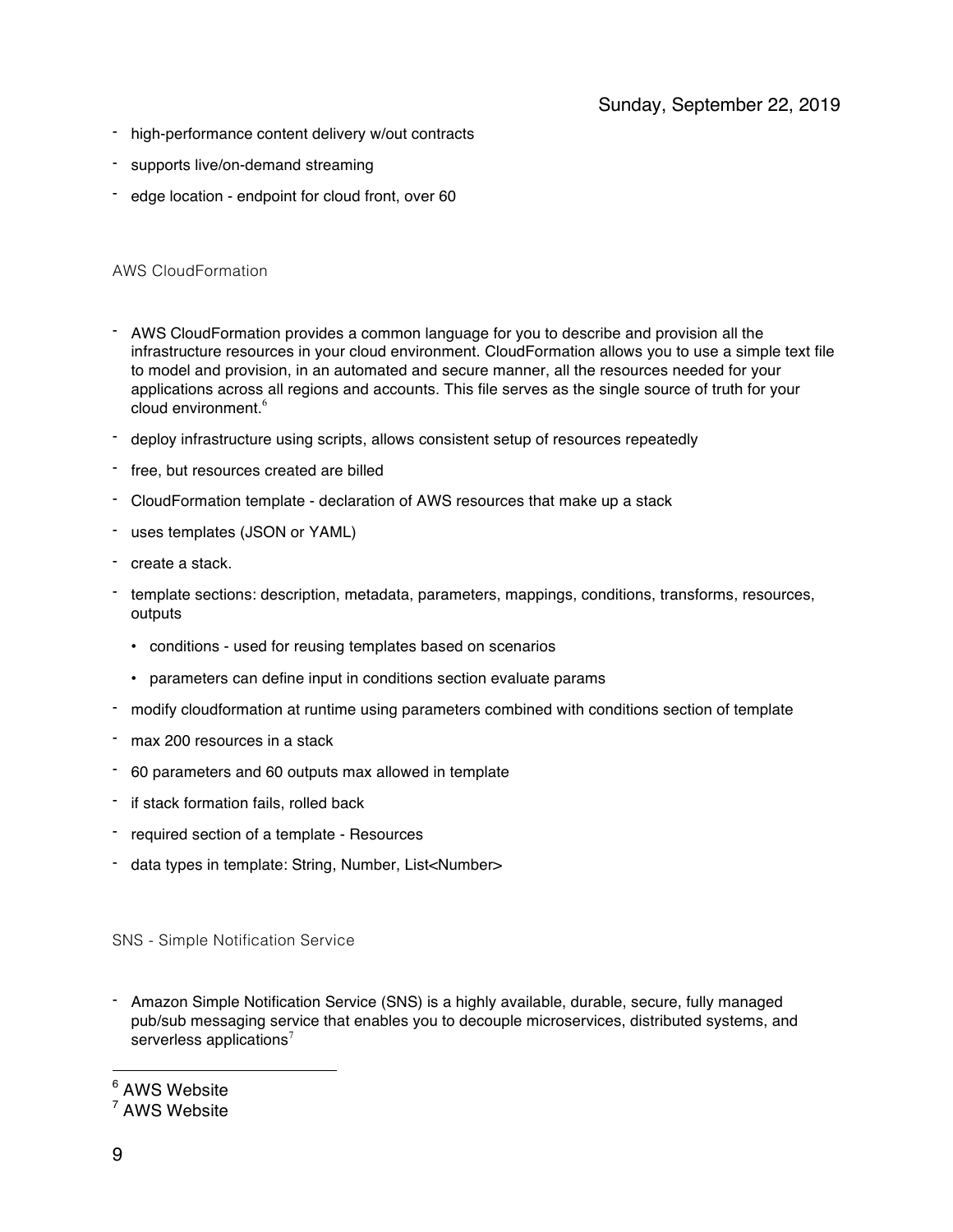- high-performance content delivery w/out contracts
- supports live/on-demand streaming
- edge location - endpoint for cloud front, over 60

## AWS CloudFormation

- AWS CloudFormation provides a common language for you to describe and provision all the infrastructure resources in your cloud environment. CloudFormation allows you to use a simple text file to model and provision, in an automated and secure manner, all the resources needed for your applications across all regions and accounts. This file serves as the single source of truth for your cloud environment.[6]
- deploy infrastructure using scripts, allows consistent setup of resources repeatedly
- free, but resources created are billed
- CloudFormation template - declaration of AWS resources that make up a stack
- uses templates (JSON or YAML)
- create a stack.
- template sections: description, metadata, parameters, mappings, conditions, transforms, resources, outputs
  - conditions - used for reusing templates based on scenarios
  - parameters can define input in conditions section evaluate params
- modify cloudformation at runtime using parameters combined with conditions section of template
- max 200 resources in a stack
- 60 parameters and 60 outputs max allowed in template
- if stack formation fails, rolled back
- required section of a template - Resources
- data types in template: String, Number, List<Number>

## SNS - Simple Notification Service

- Amazon Simple Notification Service (SNS) is a highly available, durable, secure, fully managed pub/sub messaging service that enables you to decouple microservices, distributed systems, and serverless applications[7]

---

[6] AWS Website

[7] AWS Website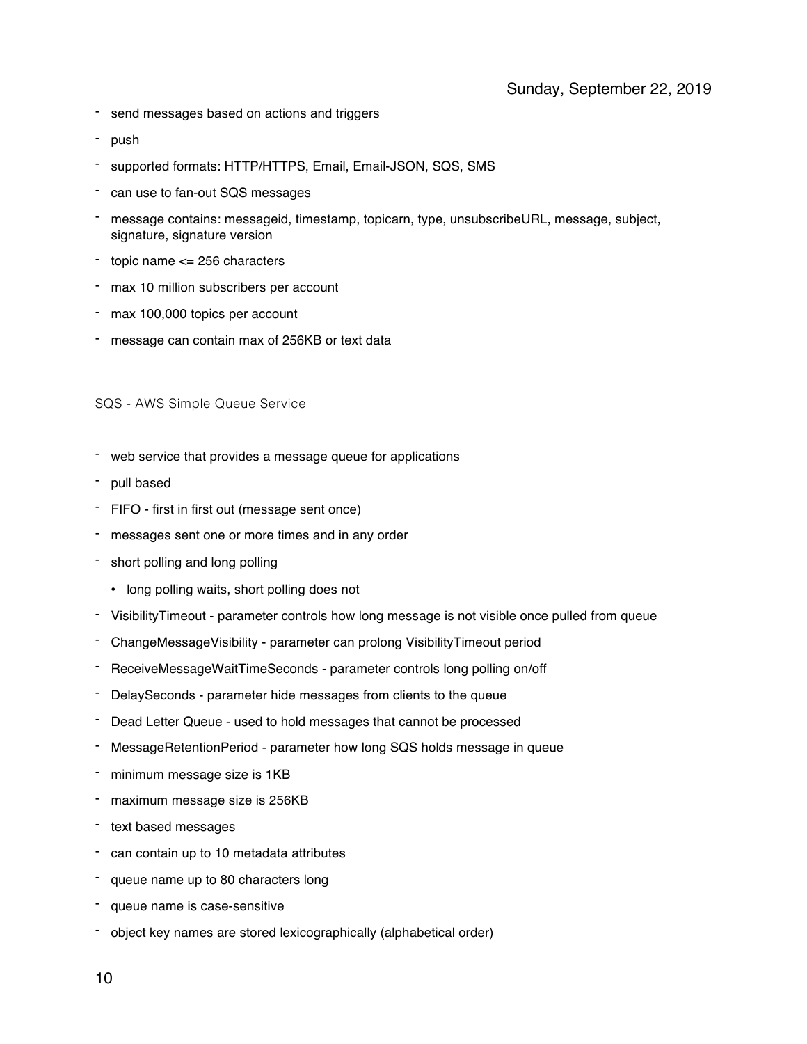Sunday, September 22, 2019

- send messages based on actions and triggers
- push
- supported formats: HTTP/HTTPS, Email, Email-JSON, SQS, SMS
- can use to fan-out SQS messages
- message contains: messageid, timestamp, topicarn, type, unsubscribeURL, message, subject, signature, signature version
- topic name <= 256 characters
- max 10 million subscribers per account
- max 100,000 topics per account
- message can contain max of 256KB or text data

SQS - AWS Simple Queue Service

- web service that provides a message queue for applications
- pull based
- FIFO - first in first out (message sent once)
- messages sent one or more times and in any order
- short polling and long polling
    - long polling waits, short polling does not
- VisibilityTimeout - parameter controls how long message is not visible once pulled from queue
- ChangeMessageVisibility - parameter can prolong VisibilityTimeout period
- ReceiveMessageWaitTimeSeconds - parameter controls long polling on/off
- DelaySeconds - parameter hide messages from clients to the queue
- Dead Letter Queue - used to hold messages that cannot be processed
- MessageRetentionPeriod - parameter how long SQS holds message in queue
- minimum message size is 1KB
- maximum message size is 256KB
- text based messages
- can contain up to 10 metadata attributes
- queue name up to 80 characters long
- queue name is case-sensitive
- object key names are stored lexicographically (alphabetical order)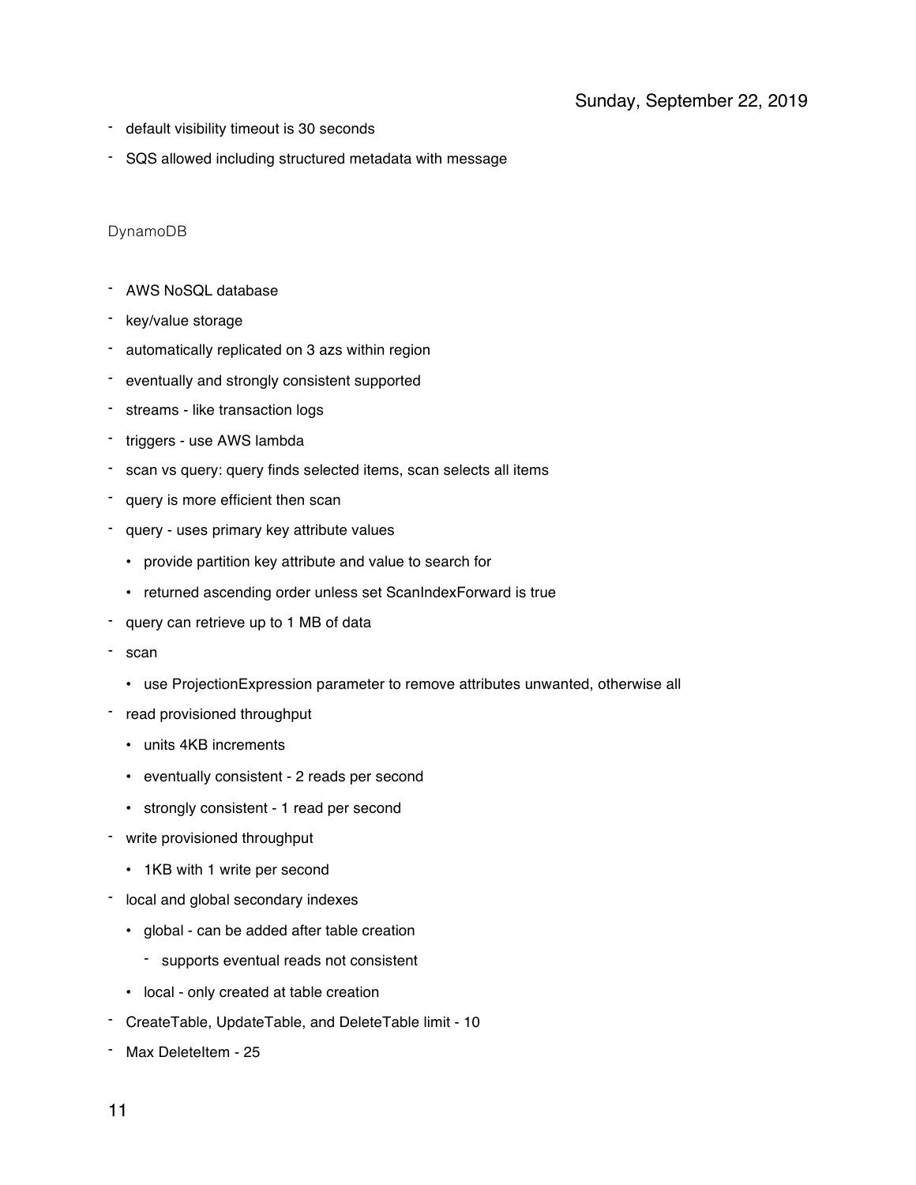- default visibility timeout is 30 seconds
- SQS allowed including structured metadata with message

DynamoDB

- AWS NoSQL database
- key/value storage
- automatically replicated on 3 azs within region
- eventually and strongly consistent supported
- streams - like transaction logs
- triggers - use AWS lambda
- scan vs query: query finds selected items, scan selects all items
- query is more efficient then scan
- query - uses primary key attribute values
  - provide partition key attribute and value to search for
  - returned ascending order unless set ScanIndexForward is true
- query can retrieve up to 1 MB of data
- scan
  - use ProjectionExpression parameter to remove attributes unwanted, otherwise all
- read provisioned throughput
  - units 4KB increments
  - eventually consistent - 2 reads per second
  - strongly consistent - 1 read per second
- write provisioned throughput
  - 1KB with 1 write per second
- local and global secondary indexes
  - global - can be added after table creation
    - supports eventual reads not consistent
  - local - only created at table creation
- CreateTable, UpdateTable, and DeleteTable limit - 10
- Max DeleteItem - 25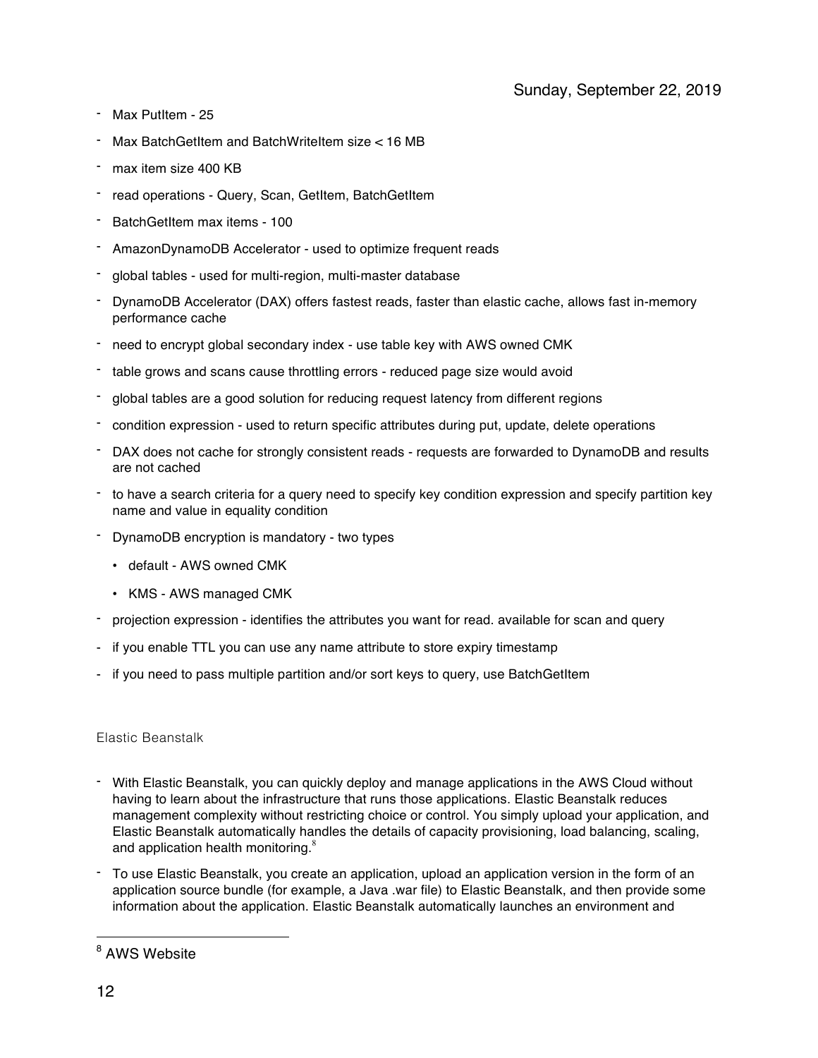- Max PutItem - 25
- Max BatchGetItem and BatchWriteItem size < 16 MB
- max item size 400 KB
- read operations - Query, Scan, GetItem, BatchGetItem
- BatchGetItem max items - 100
- AmazonDynamoDB Accelerator - used to optimize frequent reads
- global tables - used for multi-region, multi-master database
- DynamoDB Accelerator (DAX) offers fastest reads, faster than elastic cache, allows fast in-memory performance cache
- need to encrypt global secondary index - use table key with AWS owned CMK
- table grows and scans cause throttling errors - reduced page size would avoid
- global tables are a good solution for reducing request latency from different regions
- condition expression - used to return specific attributes during put, update, delete operations
- DAX does not cache for strongly consistent reads - requests are forwarded to DynamoDB and results are not cached
- to have a search criteria for a query need to specify key condition expression and specify partition key name and value in equality condition
- DynamoDB encryption is mandatory - two types
  - default - AWS owned CMK
  - KMS - AWS managed CMK
- projection expression - identifies the attributes you want for read. available for scan and query
- if you enable TTL you can use any name attribute to store expiry timestamp
- if you need to pass multiple partition and/or sort keys to query, use BatchGetItem

Elastic Beanstalk

- With Elastic Beanstalk, you can quickly deploy and manage applications in the AWS Cloud without having to learn about the infrastructure that runs those applications. Elastic Beanstalk reduces management complexity without restricting choice or control. You simply upload your application, and Elastic Beanstalk automatically handles the details of capacity provisioning, load balancing, scaling, and application health monitoring.[8]
- To use Elastic Beanstalk, you create an application, upload an application version in the form of an application source bundle (for example, a Java .war file) to Elastic Beanstalk, and then provide some information about the application. Elastic Beanstalk automatically launches an environment and

[8] AWS Website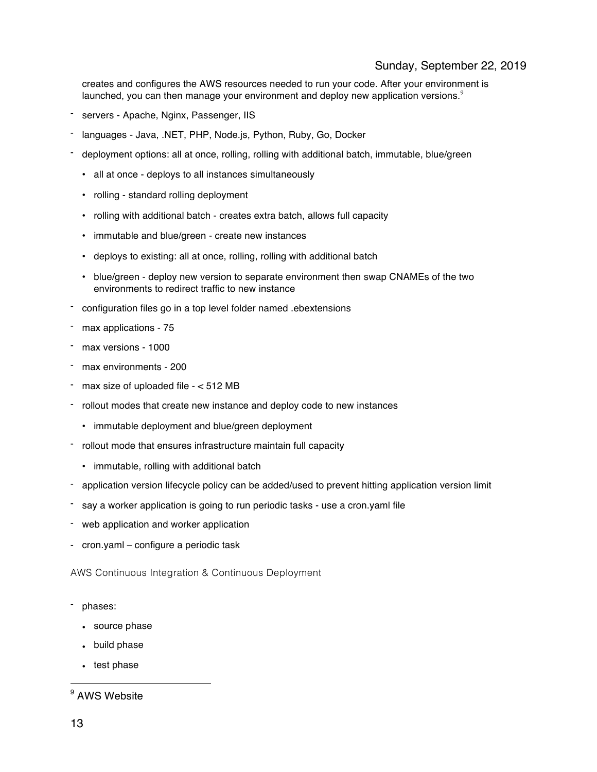creates and configures the AWS resources needed to run your code. After your environment is launched, you can then manage your environment and deploy new application versions.[9]

- servers - Apache, Nginx, Passenger, IIS
- languages - Java, .NET, PHP, Node.js, Python, Ruby, Go, Docker
- deployment options: all at once, rolling, rolling with additional batch, immutable, blue/green
  - all at once - deploys to all instances simultaneously
  - rolling - standard rolling deployment
  - rolling with additional batch - creates extra batch, allows full capacity
  - immutable and blue/green - create new instances
  - deploys to existing: all at once, rolling, rolling with additional batch
  - blue/green - deploy new version to separate environment then swap CNAMEs of the two environments to redirect traffic to new instance
- configuration files go in a top level folder named .ebextensions
- max applications - 75
- max versions - 1000
- max environments - 200
- max size of uploaded file - < 512 MB
- rollout modes that create new instance and deploy code to new instances
  - immutable deployment and blue/green deployment
- rollout mode that ensures infrastructure maintain full capacity
  - immutable, rolling with additional batch
- application version lifecycle policy can be added/used to prevent hitting application version limit
- say a worker application is going to run periodic tasks - use a cron.yaml file
- web application and worker application
- cron.yaml – configure a periodic task

AWS Continuous Integration & Continuous Deployment

- phases:
  - source phase
  - build phase
  - test phase

[9] AWS Website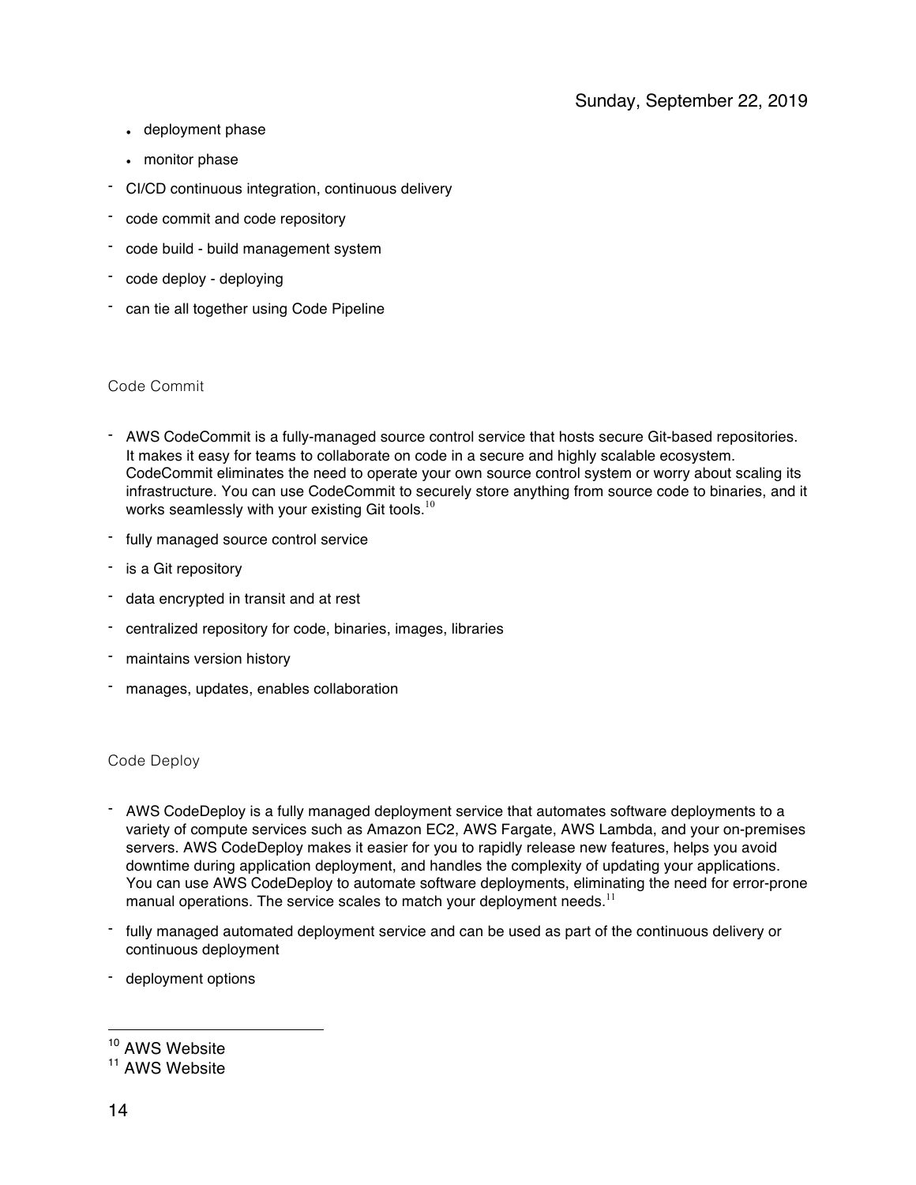- deployment phase
- monitor phase

- CI/CD continuous integration, continuous delivery
- code commit and code repository
- code build - build management system
- code deploy - deploying
- can tie all together using Code Pipeline

### Code Commit

- AWS CodeCommit is a fully-managed source control service that hosts secure Git-based repositories. It makes it easy for teams to collaborate on code in a secure and highly scalable ecosystem. CodeCommit eliminates the need to operate your own source control system or worry about scaling its infrastructure. You can use CodeCommit to securely store anything from source code to binaries, and it works seamlessly with your existing Git tools.[10]
- fully managed source control service
- is a Git repository
- data encrypted in transit and at rest
- centralized repository for code, binaries, images, libraries
- maintains version history
- manages, updates, enables collaboration

### Code Deploy

- AWS CodeDeploy is a fully managed deployment service that automates software deployments to a variety of compute services such as Amazon EC2, AWS Fargate, AWS Lambda, and your on-premises servers. AWS CodeDeploy makes it easier for you to rapidly release new features, helps you avoid downtime during application deployment, and handles the complexity of updating your applications. You can use AWS CodeDeploy to automate software deployments, eliminating the need for error-prone manual operations. The service scales to match your deployment needs.[11]
- fully managed automated deployment service and can be used as part of the continuous delivery or continuous deployment
- deployment options

---

[10] AWS Website

[11] AWS Website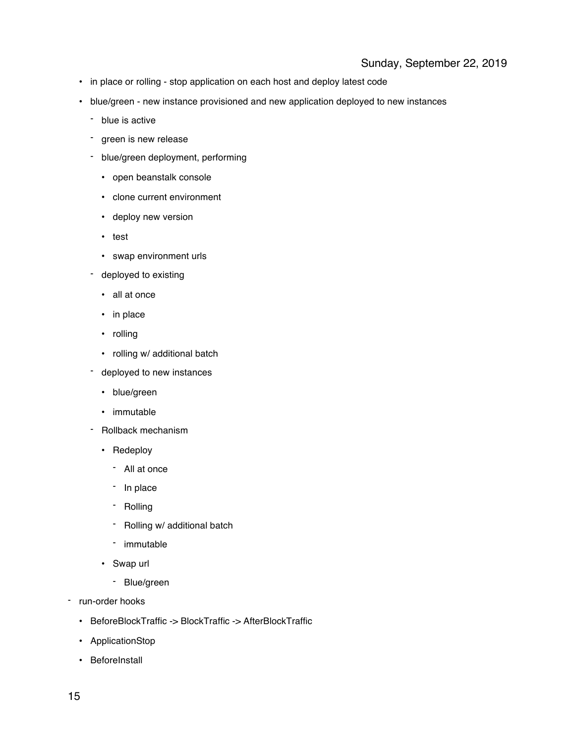Sunday, September 22, 2019

- in place or rolling - stop application on each host and deploy latest code
- blue/green - new instance provisioned and new application deployed to new instances
    - blue is active
    - green is new release
    - blue/green deployment, performing
        - open beanstalk console
        - clone current environment
        - deploy new version
        - test
        - swap environment urls
    - deployed to existing
        - all at once
        - in place
        - rolling
        - rolling w/ additional batch
    - deployed to new instances
        - blue/green
        - immutable
    - Rollback mechanism
        - Redeploy
            - All at once
            - In place
            - Rolling
            - Rolling w/ additional batch
            - immutable
        - Swap url
            - Blue/green
- run-order hooks
    - BeforeBlockTraffic -> BlockTraffic -> AfterBlockTraffic
    - ApplicationStop
    - BeforeInstall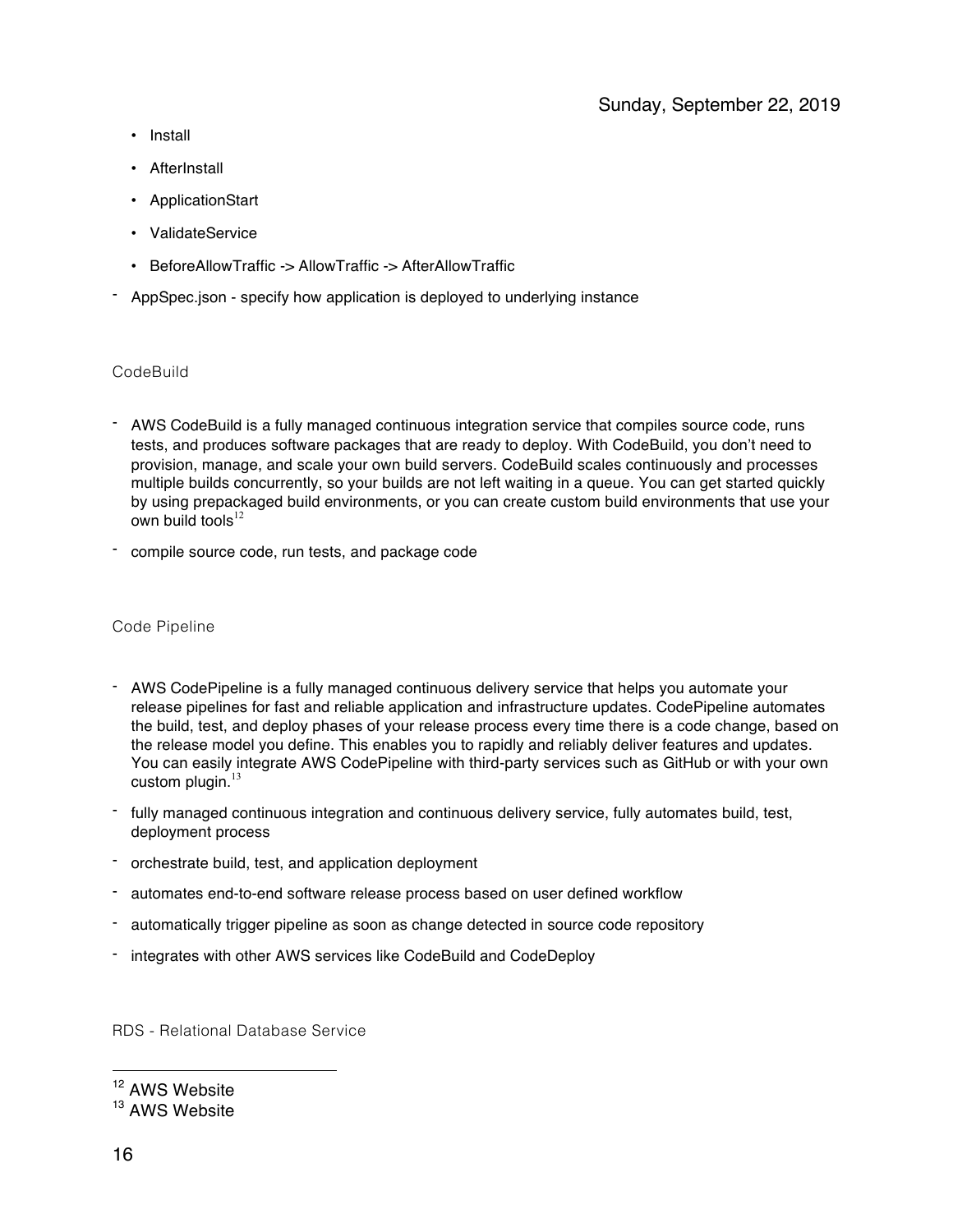- Install
- AfterInstall
- ApplicationStart
- ValidateService
- BeforeAllowTraffic -> AllowTraffic -> AfterAllowTraffic

- AppSpec.json - specify how application is deployed to underlying instance

### CodeBuild

- AWS CodeBuild is a fully managed continuous integration service that compiles source code, runs tests, and produces software packages that are ready to deploy. With CodeBuild, you don't need to provision, manage, and scale your own build servers. CodeBuild scales continuously and processes multiple builds concurrently, so your builds are not left waiting in a queue. You can get started quickly by using prepackaged build environments, or you can create custom build environments that use your own build tools[12]
- compile source code, run tests, and package code

### Code Pipeline

- AWS CodePipeline is a fully managed continuous delivery service that helps you automate your release pipelines for fast and reliable application and infrastructure updates. CodePipeline automates the build, test, and deploy phases of your release process every time there is a code change, based on the release model you define. This enables you to rapidly and reliably deliver features and updates. You can easily integrate AWS CodePipeline with third-party services such as GitHub or with your own custom plugin.[13]
- fully managed continuous integration and continuous delivery service, fully automates build, test, deployment process
- orchestrate build, test, and application deployment
- automates end-to-end software release process based on user defined workflow
- automatically trigger pipeline as soon as change detected in source code repository
- integrates with other AWS services like CodeBuild and CodeDeploy

### RDS - Relational Database Service

[12] AWS Website

[13] AWS Website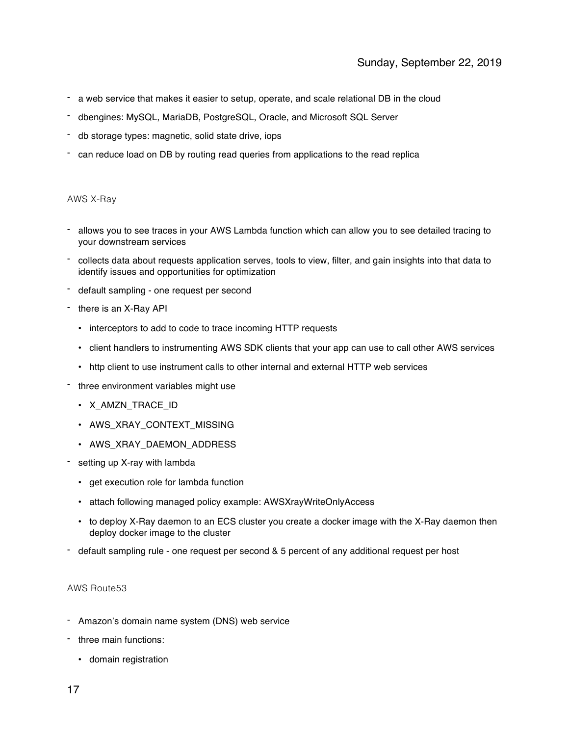Sunday, September 22, 2019

- a web service that makes it easier to setup, operate, and scale relational DB in the cloud
- dbengines: MySQL, MariaDB, PostgreSQL, Oracle, and Microsoft SQL Server
- db storage types: magnetic, solid state drive, iops
- can reduce load on DB by routing read queries from applications to the read replica

AWS X-Ray

- allows you to see traces in your AWS Lambda function which can allow you to see detailed tracing to your downstream services
- collects data about requests application serves, tools to view, filter, and gain insights into that data to identify issues and opportunities for optimization
- default sampling - one request per second
- there is an X-Ray API
  - interceptors to add to code to trace incoming HTTP requests
  - client handlers to instrumenting AWS SDK clients that your app can use to call other AWS services
  - http client to use instrument calls to other internal and external HTTP web services
- three environment variables might use
  - X_AMZN_TRACE_ID
  - AWS_XRAY_CONTEXT_MISSING
  - AWS_XRAY_DAEMON_ADDRESS
- setting up X-ray with lambda
  - get execution role for lambda function
  - attach following managed policy example: AWSXrayWriteOnlyAccess
  - to deploy X-Ray daemon to an ECS cluster you create a docker image with the X-Ray daemon then deploy docker image to the cluster
- default sampling rule - one request per second & 5 percent of any additional request per host

AWS Route53

- Amazon's domain name system (DNS) web service
- three main functions:
  - domain registration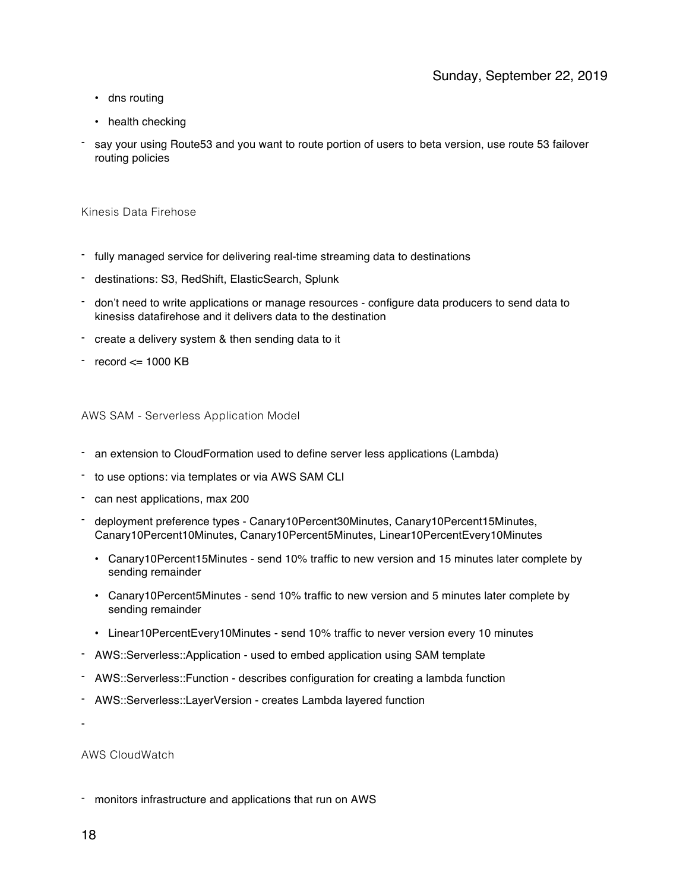- dns routing
- health checking

- say your using Route53 and you want to route portion of users to beta version, use route 53 failover routing policies

## Kinesis Data Firehose

- fully managed service for delivering real-time streaming data to destinations
- destinations: S3, RedShift, ElasticSearch, Splunk
- don't need to write applications or manage resources - configure data producers to send data to kinesiss datafirehose and it delivers data to the destination
- create a delivery system & then sending data to it
- record <= 1000 KB

## AWS SAM - Serverless Application Model

- an extension to CloudFormation used to define server less applications (Lambda)
- to use options: via templates or via AWS SAM CLI
- can nest applications, max 200
- deployment preference types - Canary10Percent30Minutes, Canary10Percent15Minutes, Canary10Percent10Minutes, Canary10Percent5Minutes, Linear10PercentEvery10Minutes
    - Canary10Percent15Minutes - send 10% traffic to new version and 15 minutes later complete by sending remainder
    - Canary10Percent5Minutes - send 10% traffic to new version and 5 minutes later complete by sending remainder
    - Linear10PercentEvery10Minutes - send 10% traffic to never version every 10 minutes
- AWS::Serverless::Application - used to embed application using SAM template
- AWS::Serverless::Function - describes configuration for creating a lambda function
- AWS::Serverless::LayerVersion - creates Lambda layered function
-

## AWS CloudWatch

- monitors infrastructure and applications that run on AWS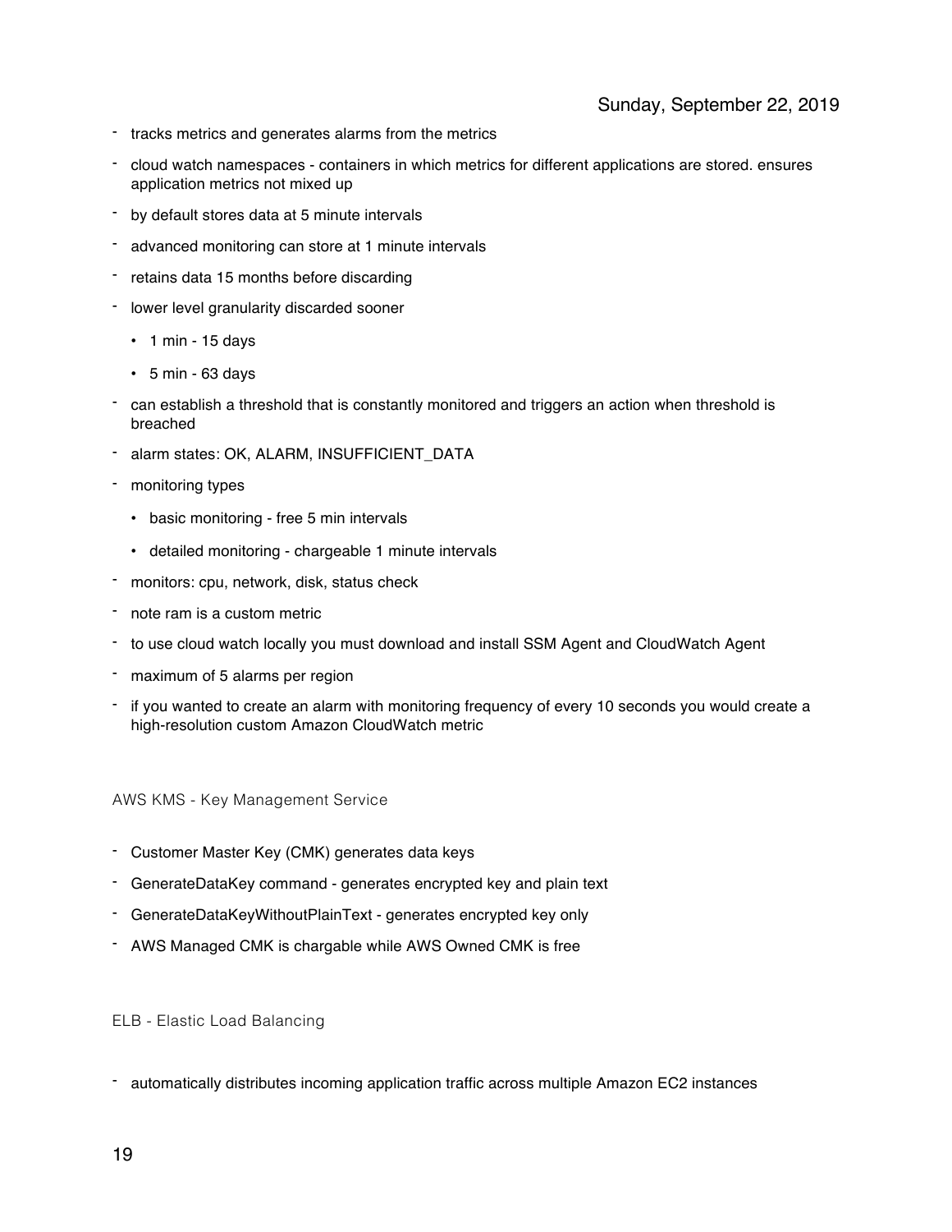- tracks metrics and generates alarms from the metrics
- cloud watch namespaces - containers in which metrics for different applications are stored. ensures application metrics not mixed up
- by default stores data at 5 minute intervals
- advanced monitoring can store at 1 minute intervals
- retains data 15 months before discarding
- lower level granularity discarded sooner
  - 1 min - 15 days
  - 5 min - 63 days
- can establish a threshold that is constantly monitored and triggers an action when threshold is breached
- alarm states: OK, ALARM, INSUFFICIENT_DATA
- monitoring types
  - basic monitoring - free 5 min intervals
  - detailed monitoring - chargeable 1 minute intervals
- monitors: cpu, network, disk, status check
- note ram is a custom metric
- to use cloud watch locally you must download and install SSM Agent and CloudWatch Agent
- maximum of 5 alarms per region
- if you wanted to create an alarm with monitoring frequency of every 10 seconds you would create a high-resolution custom Amazon CloudWatch metric

## AWS KMS - Key Management Service

- Customer Master Key (CMK) generates data keys
- GenerateDataKey command - generates encrypted key and plain text
- GenerateDataKeyWithoutPlainText - generates encrypted key only
- AWS Managed CMK is chargable while AWS Owned CMK is free

## ELB - Elastic Load Balancing

- automatically distributes incoming application traffic across multiple Amazon EC2 instances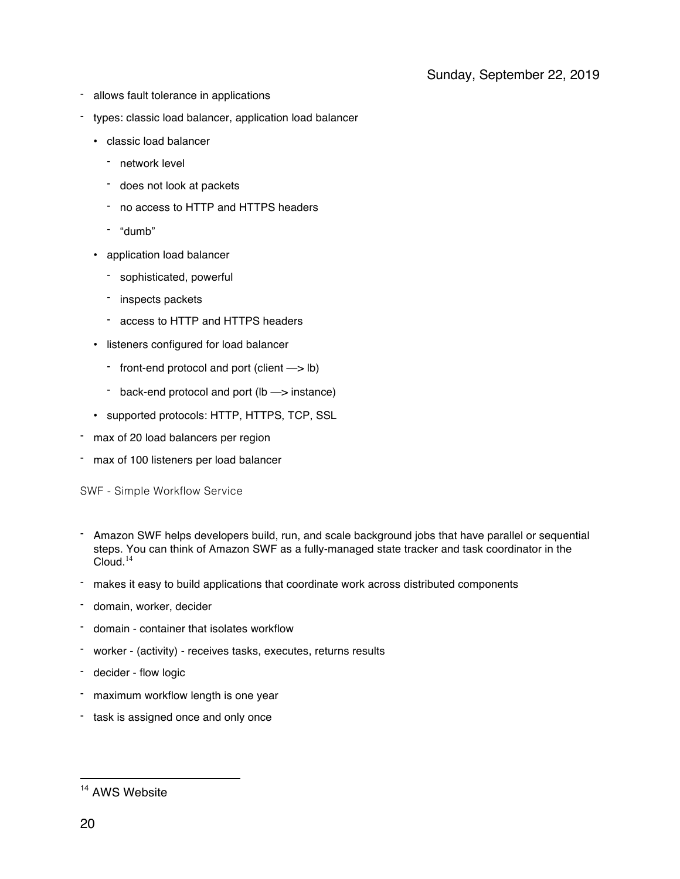Sunday, September 22, 2019

- allows fault tolerance in applications
- types: classic load balancer, application load balancer
    - classic load balancer
        - network level
        - does not look at packets
        - no access to HTTP and HTTPS headers
        - “dumb”
    - application load balancer
        - sophisticated, powerful
        - inspects packets
        - access to HTTP and HTTPS headers
    - listeners configured for load balancer
        - front-end protocol and port (client —> lb)
        - back-end protocol and port (lb —> instance)
    - supported protocols: HTTP, HTTPS, TCP, SSL
- max of 20 load balancers per region
- max of 100 listeners per load balancer

SWF - Simple Workflow Service

- Amazon SWF helps developers build, run, and scale background jobs that have parallel or sequential steps. You can think of Amazon SWF as a fully-managed state tracker and task coordinator in the Cloud.[14]
- makes it easy to build applications that coordinate work across distributed components
- domain, worker, decider
- domain - container that isolates workflow
- worker - (activity) - receives tasks, executes, returns results
- decider - flow logic
- maximum workflow length is one year
- task is assigned once and only once

---

[14] AWS Website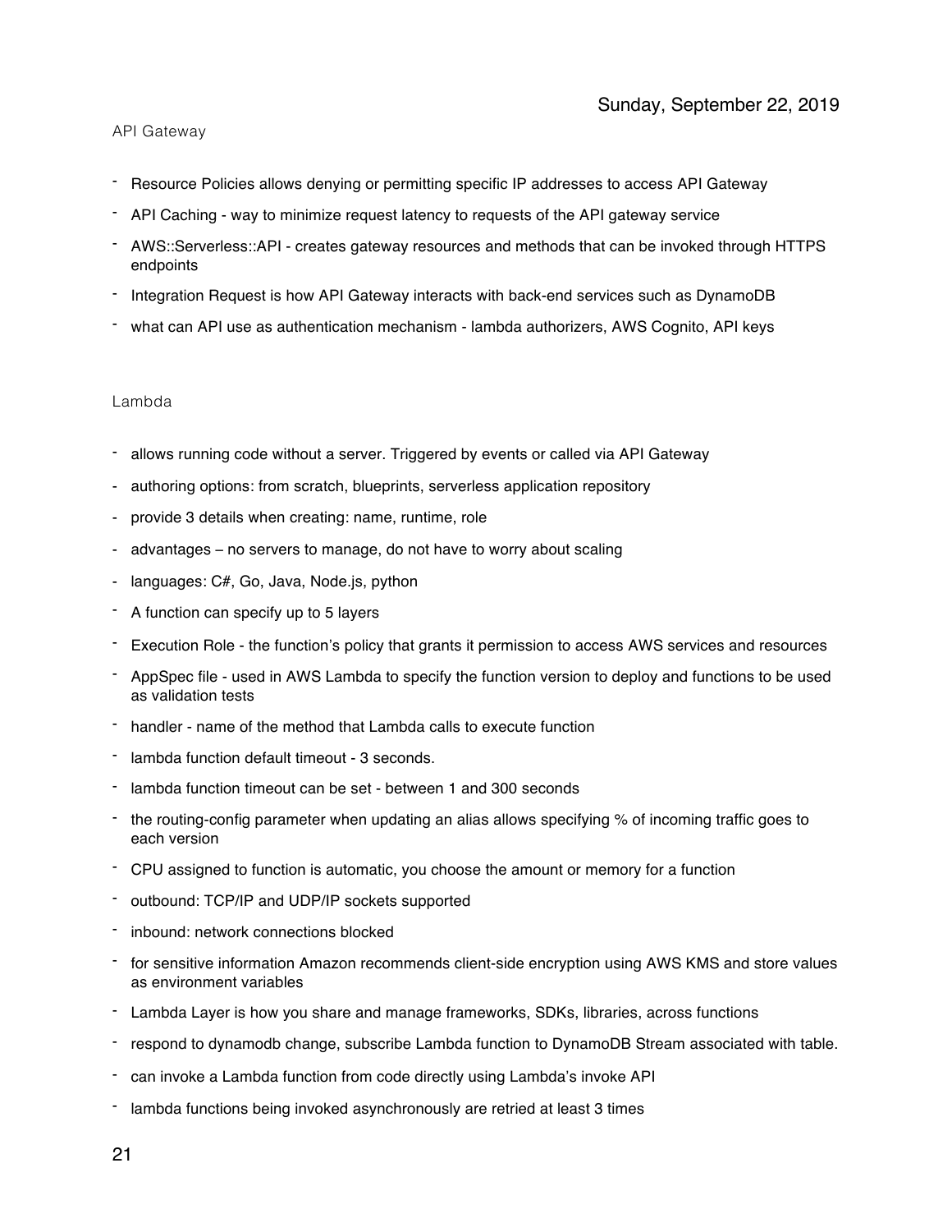Sunday, September 22, 2019

## API Gateway

- Resource Policies allows denying or permitting specific IP addresses to access API Gateway
- API Caching - way to minimize request latency to requests of the API gateway service
- AWS::Serverless::API - creates gateway resources and methods that can be invoked through HTTPS endpoints
- Integration Request is how API Gateway interacts with back-end services such as DynamoDB
- what can API use as authentication mechanism - lambda authorizers, AWS Cognito, API keys

## Lambda

- allows running code without a server. Triggered by events or called via API Gateway
- authoring options: from scratch, blueprints, serverless application repository
- provide 3 details when creating: name, runtime, role
- advantages – no servers to manage, do not have to worry about scaling
- languages: C#, Go, Java, Node.js, python
- A function can specify up to 5 layers
- Execution Role - the function's policy that grants it permission to access AWS services and resources
- AppSpec file - used in AWS Lambda to specify the function version to deploy and functions to be used as validation tests
- handler - name of the method that Lambda calls to execute function
- lambda function default timeout - 3 seconds.
- lambda function timeout can be set - between 1 and 300 seconds
- the routing-config parameter when updating an alias allows specifying % of incoming traffic goes to each version
- CPU assigned to function is automatic, you choose the amount or memory for a function
- outbound: TCP/IP and UDP/IP sockets supported
- inbound: network connections blocked
- for sensitive information Amazon recommends client-side encryption using AWS KMS and store values as environment variables
- Lambda Layer is how you share and manage frameworks, SDKs, libraries, across functions
- respond to dynamodb change, subscribe Lambda function to DynamoDB Stream associated with table.
- can invoke a Lambda function from code directly using Lambda's invoke API
- lambda functions being invoked asynchronously are retried at least 3 times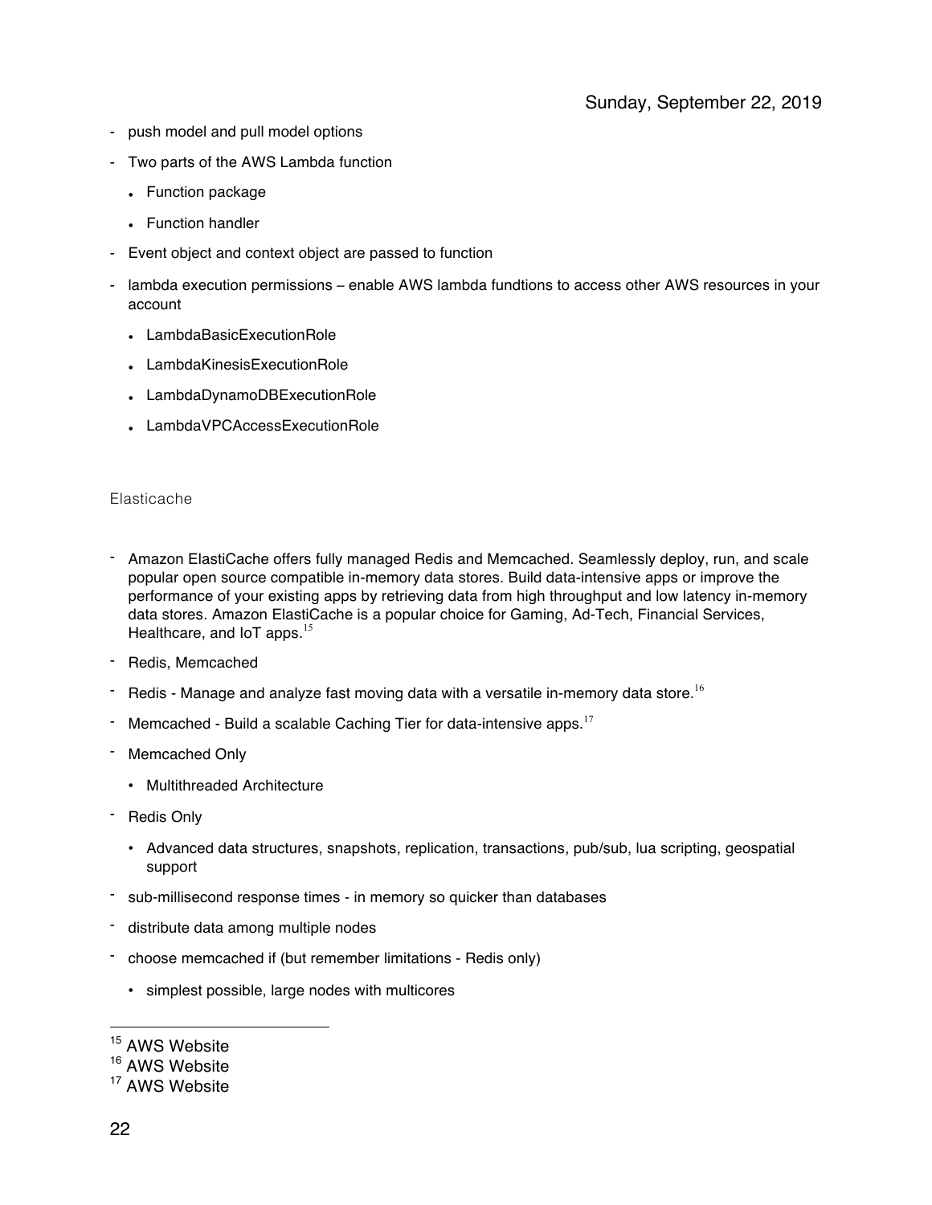Sunday, September 22, 2019

- push model and pull model options
- Two parts of the AWS Lambda function
  - Function package
  - Function handler
- Event object and context object are passed to function
- lambda execution permissions – enable AWS lambda fundtions to access other AWS resources in your account
  - LambdaBasicExecutionRole
  - LambdaKinesisExecutionRole
  - LambdaDynamoDBExecutionRole
  - LambdaVPCAccessExecutionRole

## Elasticache

- Amazon ElastiCache offers fully managed Redis and Memcached. Seamlessly deploy, run, and scale popular open source compatible in-memory data stores. Build data-intensive apps or improve the performance of your existing apps by retrieving data from high throughput and low latency in-memory data stores. Amazon ElastiCache is a popular choice for Gaming, Ad-Tech, Financial Services, Healthcare, and IoT apps.[15]
- Redis, Memcached
- Redis - Manage and analyze fast moving data with a versatile in-memory data store.[16]
- Memcached - Build a scalable Caching Tier for data-intensive apps.[17]
- Memcached Only
  - Multithreaded Architecture
- Redis Only
  - Advanced data structures, snapshots, replication, transactions, pub/sub, lua scripting, geospatial support
- sub-millisecond response times - in memory so quicker than databases
- distribute data among multiple nodes
- choose memcached if (but remember limitations - Redis only)
  - simplest possible, large nodes with multicores

---

[15] AWS Website

[16] AWS Website

[17] AWS Website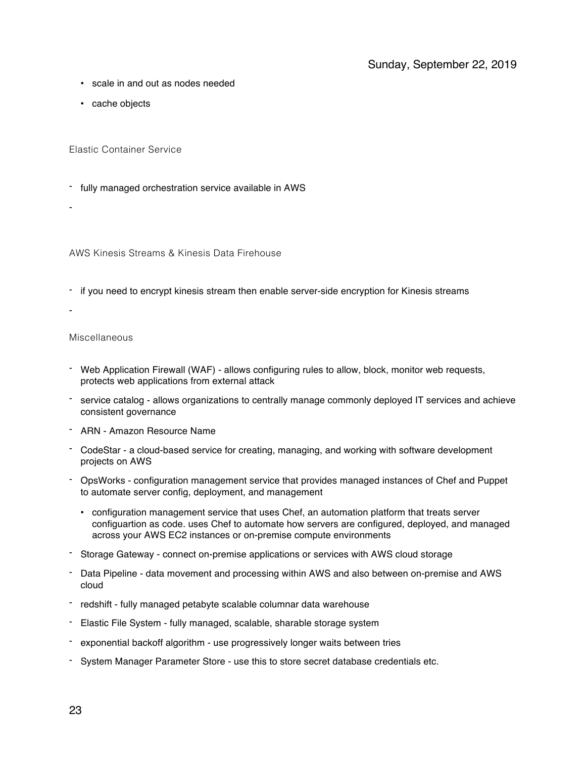- scale in and out as nodes needed
- cache objects

### Elastic Container Service

- fully managed orchestration service available in AWS
-

### AWS Kinesis Streams & Kinesis Data Firehouse

- if you need to encrypt kinesis stream then enable server-side encryption for Kinesis streams
-

### Miscellaneous

- Web Application Firewall (WAF) - allows configuring rules to allow, block, monitor web requests, protects web applications from external attack
- service catalog - allows organizations to centrally manage commonly deployed IT services and achieve consistent governance
- ARN - Amazon Resource Name
- CodeStar - a cloud-based service for creating, managing, and working with software development projects on AWS
- OpsWorks - configuration management service that provides managed instances of Chef and Puppet to automate server config, deployment, and management
  - configuration management service that uses Chef, an automation platform that treats server configuartion as code. uses Chef to automate how servers are configured, deployed, and managed across your AWS EC2 instances or on-premise compute environments
- Storage Gateway - connect on-premise applications or services with AWS cloud storage
- Data Pipeline - data movement and processing within AWS and also between on-premise and AWS cloud
- redshift - fully managed petabyte scalable columnar data warehouse
- Elastic File System - fully managed, scalable, sharable storage system
- exponential backoff algorithm - use progressively longer waits between tries
- System Manager Parameter Store - use this to store secret database credentials etc.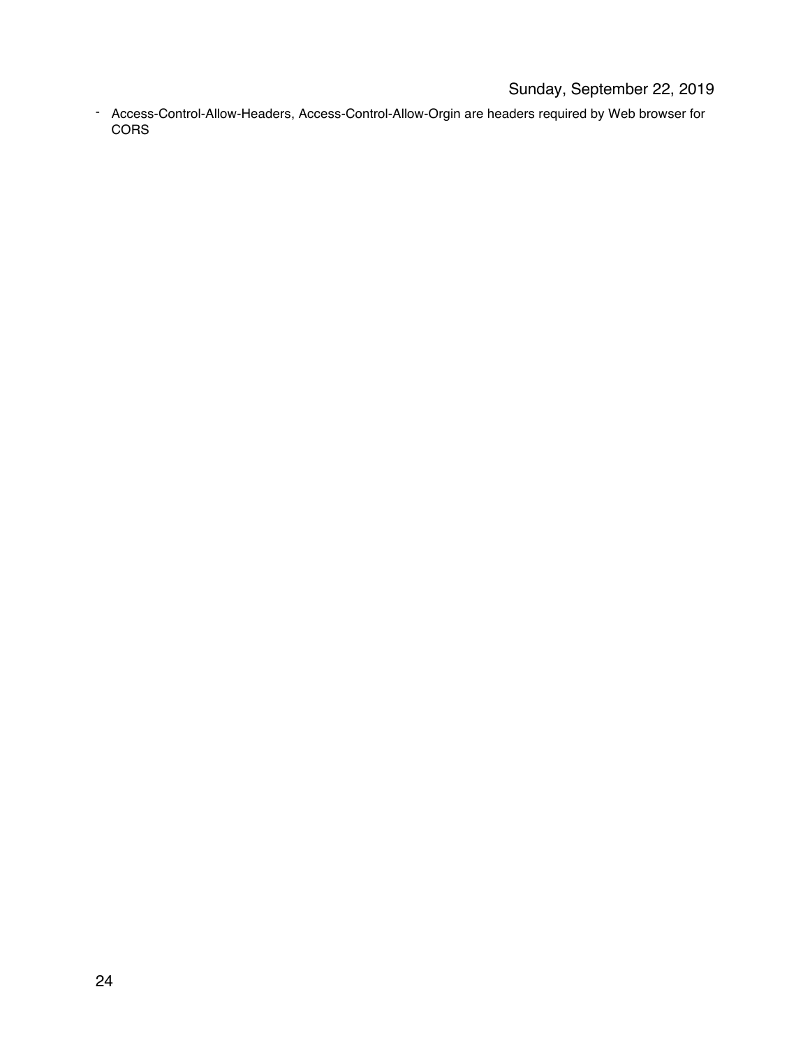Sunday, September 22, 2019

- Access-Control-Allow-Headers, Access-Control-Allow-Orgin are headers required by Web browser for CORS